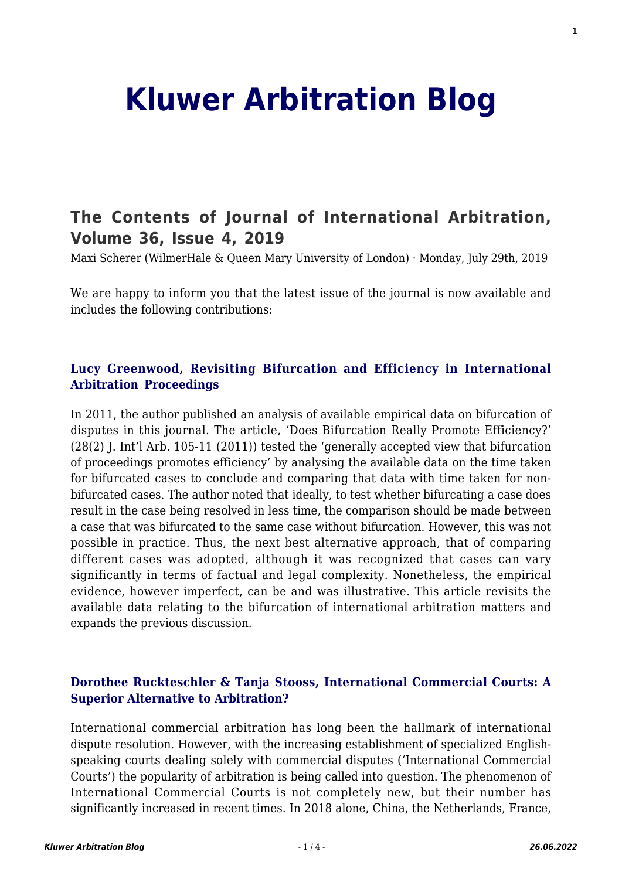# Kluwer Arbitration Blog

## The Contents of Journal of International Arbitration, Volume 36, Issue 4, 2019

Maxi Scherer (WilmerHale & Queen Mary University of London) · Monday, July 29th, 2019

We are happy to inform you that the latest issue of the journal is now available and includes the following contributions:

### Lucy Greenwood, Revisiting Bifurcation and Efficiency in International Arbitration Proceedings

In 2011, the author published an analysis of available empirical data on bifurcation of disputes in this journal. The article, 'Does Bifurcation Really Promote Efficiency?' (28(2) J. Int'l Arb. 105-11 (2011)) tested the 'generally accepted view that bifurcation of proceedings promotes efficiency' by analysing the available data on the time taken for bifurcated cases to conclude and comparing that data with time taken for non-bifurcated cases. The author noted that ideally, to test whether bifurcating a case does result in the case being resolved in less time, the comparison should be made between a case that was bifurcated to the same case without bifurcation. However, this was not possible in practice. Thus, the next best alternative approach, that of comparing different cases was adopted, although it was recognized that cases can vary significantly in terms of factual and legal complexity. Nonetheless, the empirical evidence, however imperfect, can be and was illustrative. This article revisits the available data relating to the bifurcation of international arbitration matters and expands the previous discussion.

### Dorothee Ruckteschler & Tanja Stooss, International Commercial Courts: A Superior Alternative to Arbitration?

International commercial arbitration has long been the hallmark of international dispute resolution. However, with the increasing establishment of specialized English-speaking courts dealing solely with commercial disputes ('International Commercial Courts') the popularity of arbitration is being called into question. The phenomenon of International Commercial Courts is not completely new, but their number has significantly increased in recent times. In 2018 alone, China, the Netherlands, France,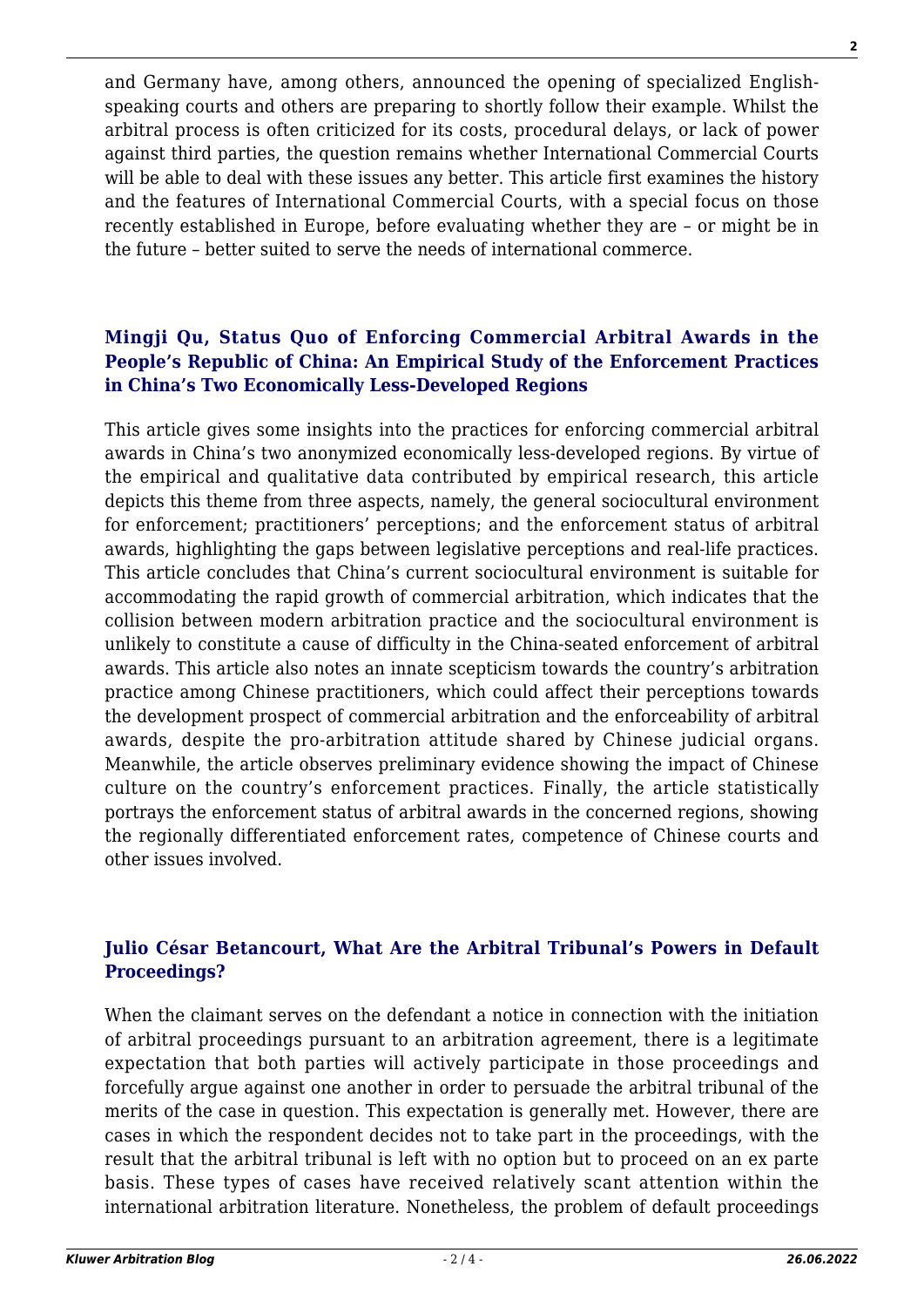and Germany have, among others, announced the opening of specialized English-speaking courts and others are preparing to shortly follow their example. Whilst the arbitral process is often criticized for its costs, procedural delays, or lack of power against third parties, the question remains whether International Commercial Courts will be able to deal with these issues any better. This article first examines the history and the features of International Commercial Courts, with a special focus on those recently established in Europe, before evaluating whether they are – or might be in the future – better suited to serve the needs of international commerce.

### **Mingji Qu, Status Quo of Enforcing Commercial Arbitral Awards in the People's Republic of China: An Empirical Study of the Enforcement Practices in China's Two Economically Less-Developed Regions**

This article gives some insights into the practices for enforcing commercial arbitral awards in China's two anonymized economically less-developed regions. By virtue of the empirical and qualitative data contributed by empirical research, this article depicts this theme from three aspects, namely, the general sociocultural environment for enforcement; practitioners' perceptions; and the enforcement status of arbitral awards, highlighting the gaps between legislative perceptions and real-life practices. This article concludes that China's current sociocultural environment is suitable for accommodating the rapid growth of commercial arbitration, which indicates that the collision between modern arbitration practice and the sociocultural environment is unlikely to constitute a cause of difficulty in the China-seated enforcement of arbitral awards. This article also notes an innate scepticism towards the country's arbitration practice among Chinese practitioners, which could affect their perceptions towards the development prospect of commercial arbitration and the enforceability of arbitral awards, despite the pro-arbitration attitude shared by Chinese judicial organs. Meanwhile, the article observes preliminary evidence showing the impact of Chinese culture on the country's enforcement practices. Finally, the article statistically portrays the enforcement status of arbitral awards in the concerned regions, showing the regionally differentiated enforcement rates, competence of Chinese courts and other issues involved.

### **Julio César Betancourt, What Are the Arbitral Tribunal's Powers in Default Proceedings?**

When the claimant serves on the defendant a notice in connection with the initiation of arbitral proceedings pursuant to an arbitration agreement, there is a legitimate expectation that both parties will actively participate in those proceedings and forcefully argue against one another in order to persuade the arbitral tribunal of the merits of the case in question. This expectation is generally met. However, there are cases in which the respondent decides not to take part in the proceedings, with the result that the arbitral tribunal is left with no option but to proceed on an ex parte basis. These types of cases have received relatively scant attention within the international arbitration literature. Nonetheless, the problem of default proceedings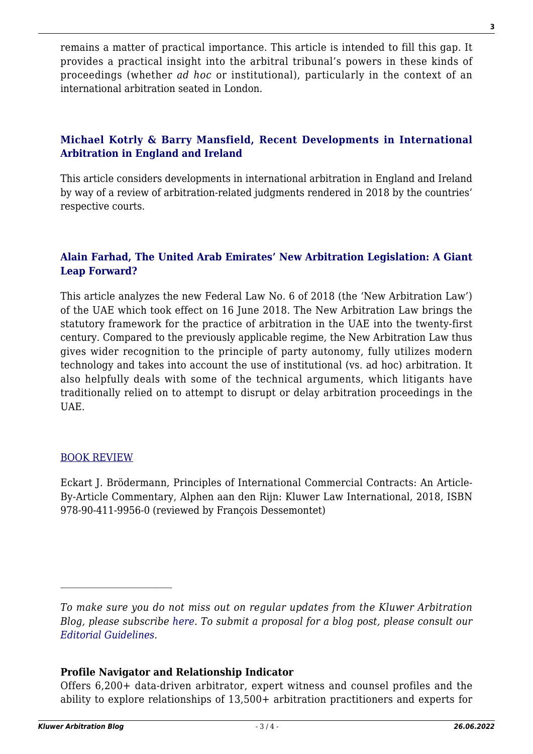remains a matter of practical importance. This article is intended to fill this gap. It provides a practical insight into the arbitral tribunal's powers in these kinds of proceedings (whether *ad hoc* or institutional), particularly in the context of an international arbitration seated in London.

### Michael Kotrly & Barry Mansfield, Recent Developments in International Arbitration in England and Ireland

This article considers developments in international arbitration in England and Ireland by way of a review of arbitration-related judgments rendered in 2018 by the countries' respective courts.

### Alain Farhad, The United Arab Emirates' New Arbitration Legislation: A Giant Leap Forward?

This article analyzes the new Federal Law No. 6 of 2018 (the 'New Arbitration Law') of the UAE which took effect on 16 June 2018. The New Arbitration Law brings the statutory framework for the practice of arbitration in the UAE into the twenty-first century. Compared to the previously applicable regime, the New Arbitration Law thus gives wider recognition to the principle of party autonomy, fully utilizes modern technology and takes into account the use of institutional (vs. ad hoc) arbitration. It also helpfully deals with some of the technical arguments, which litigants have traditionally relied on to attempt to disrupt or delay arbitration proceedings in the UAE.

BOOK REVIEW

Eckart J. Brödermann, Principles of International Commercial Contracts: An Article-By-Article Commentary, Alphen aan den Rijn: Kluwer Law International, 2018, ISBN 978-90-411-9956-0 (reviewed by François Dessemontet)

---

*To make sure you do not miss out on regular updates from the Kluwer Arbitration Blog, please subscribe here. To submit a proposal for a blog post, please consult our Editorial Guidelines.*

**Profile Navigator and Relationship Indicator**

Offers 6,200+ data-driven arbitrator, expert witness and counsel profiles and the ability to explore relationships of 13,500+ arbitration practitioners and experts for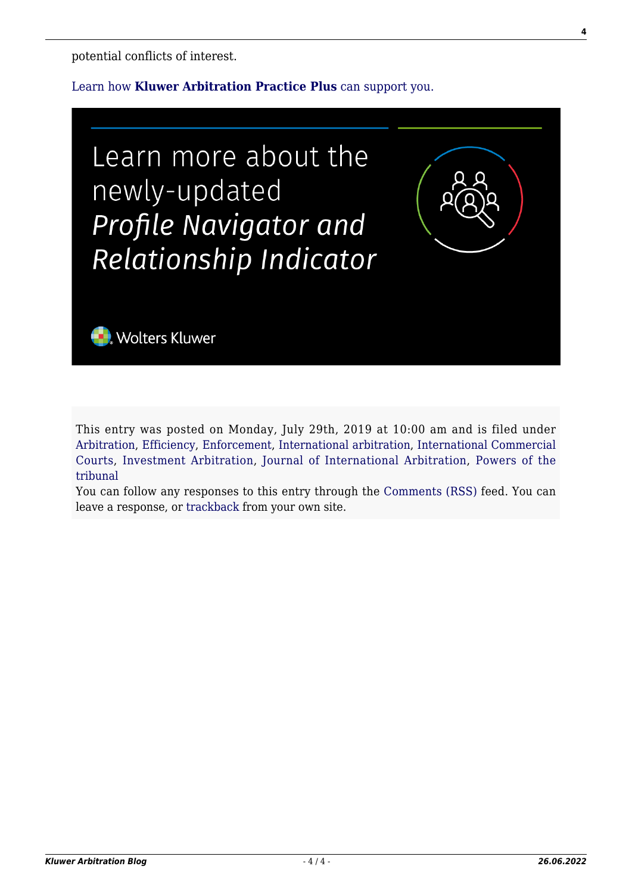potential conflicts of interest.

Learn how **Kluwer Arbitration Practice Plus** can support you.

Learn more about the newly-updated *Profile Navigator and Relationship Indicator*

Wolters Kluwer

This entry was posted on Monday, July 29th, 2019 at 10:00 am and is filed under Arbitration, Efficiency, Enforcement, International arbitration, International Commercial Courts, Investment Arbitration, Journal of International Arbitration, Powers of the tribunal
You can follow any responses to this entry through the Comments (RSS) feed. You can leave a response, or trackback from your own site.